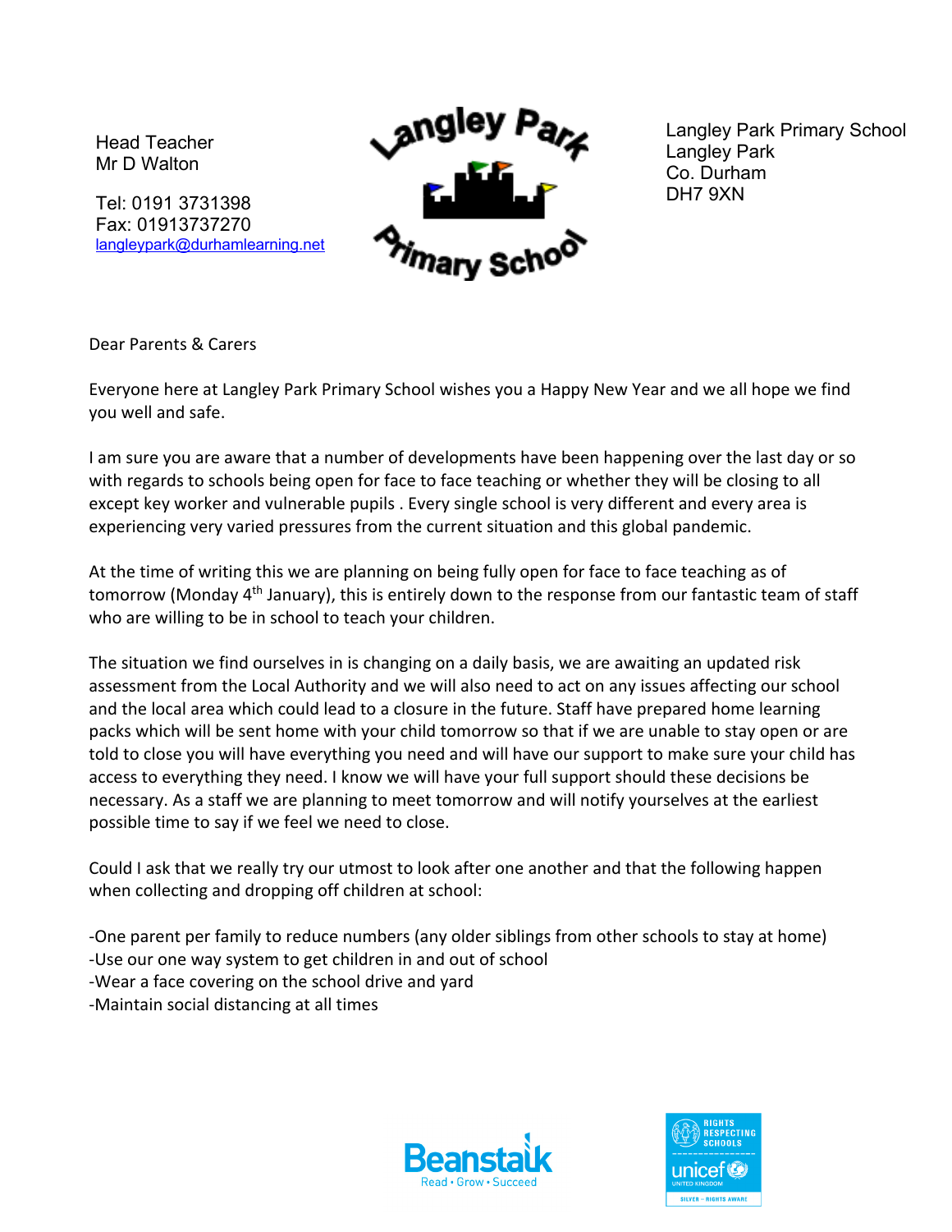Head Teacher
Mr D Walton

Tel: 0191 3731398
Fax: 01913737270
langleypark@durhamlearning.net

Langley Park Primary School

Langley Park Primary School
Langley Park
Co. Durham
DH7 9XN

Dear Parents & Carers

Everyone here at Langley Park Primary School wishes you a Happy New Year and we all hope we find you well and safe.

I am sure you are aware that a number of developments have been happening over the last day or so with regards to schools being open for face to face teaching or whether they will be closing to all except key worker and vulnerable pupils . Every single school is very different and every area is experiencing very varied pressures from the current situation and this global pandemic.

At the time of writing this we are planning on being fully open for face to face teaching as of tomorrow (Monday 4th January), this is entirely down to the response from our fantastic team of staff who are willing to be in school to teach your children.

The situation we find ourselves in is changing on a daily basis, we are awaiting an updated risk assessment from the Local Authority and we will also need to act on any issues affecting our school and the local area which could lead to a closure in the future. Staff have prepared home learning packs which will be sent home with your child tomorrow so that if we are unable to stay open or are told to close you will have everything you need and will have our support to make sure your child has access to everything they need. I know we will have your full support should these decisions be necessary. As a staff we are planning to meet tomorrow and will notify yourselves at the earliest possible time to say if we feel we need to close.

Could I ask that we really try our utmost to look after one another and that the following happen when collecting and dropping off children at school:

-One parent per family to reduce numbers (any older siblings from other schools to stay at home)
-Use our one way system to get children in and out of school
-Wear a face covering on the school drive and yard
-Maintain social distancing at all times

Beanstalk Read • Grow • Succeed

Rights Respecting Schools – unicef United Kingdom – Silver – Rights Aware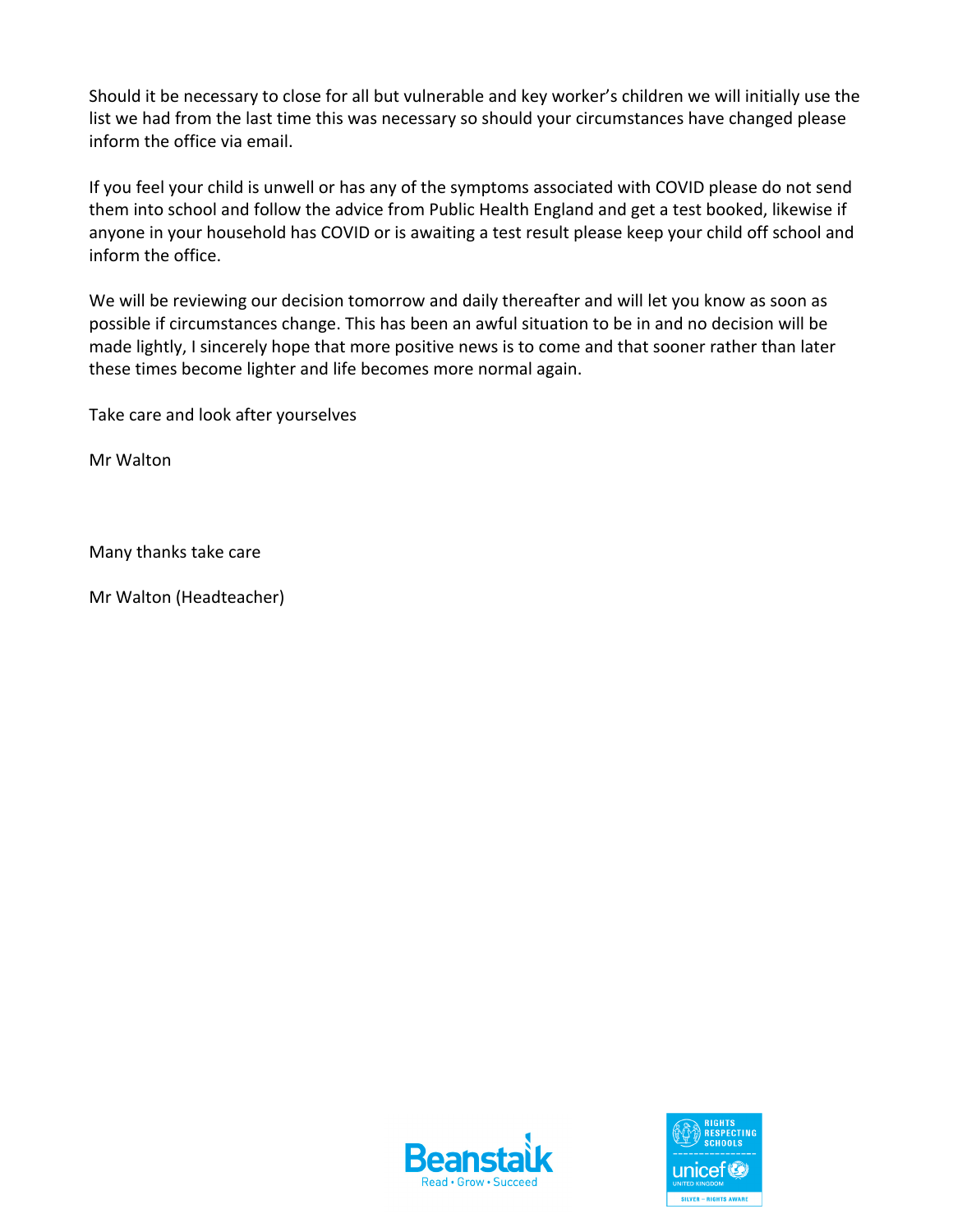Should it be necessary to close for all but vulnerable and key worker's children we will initially use the list we had from the last time this was necessary so should your circumstances have changed please inform the office via email.

If you feel your child is unwell or has any of the symptoms associated with COVID please do not send them into school and follow the advice from Public Health England and get a test booked, likewise if anyone in your household has COVID or is awaiting a test result please keep your child off school and inform the office.

We will be reviewing our decision tomorrow and daily thereafter and will let you know as soon as possible if circumstances change. This has been an awful situation to be in and no decision will be made lightly, I sincerely hope that more positive news is to come and that sooner rather than later these times become lighter and life becomes more normal again.

Take care and look after yourselves

Mr Walton

Many thanks take care

Mr Walton (Headteacher)

Beanstalk
Read • Grow • Succeed

RIGHTS RESPECTING SCHOOLS
unicef
UNITED KINGDOM
SILVER – RIGHTS AWARE